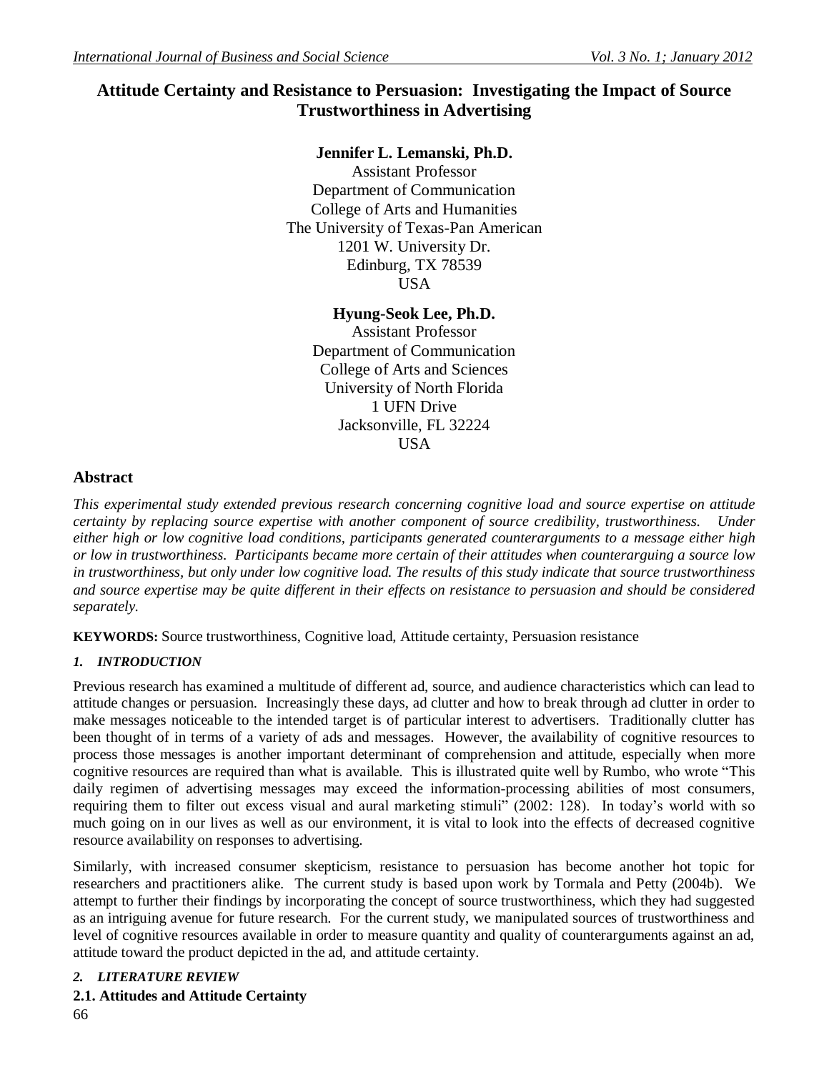# Attitude Certainty and Resistance to Persuasion: Investigating the Impact of Source Trustworthiness in Advertising

**Jennifer L. Lemanski, Ph.D.**
Assistant Professor
Department of Communication
College of Arts and Humanities
The University of Texas-Pan American
1201 W. University Dr.
Edinburg, TX 78539
USA

**Hyung-Seok Lee, Ph.D.**
Assistant Professor
Department of Communication
College of Arts and Sciences
University of North Florida
1 UFN Drive
Jacksonville, FL 32224
USA

## Abstract

*This experimental study extended previous research concerning cognitive load and source expertise on attitude certainty by replacing source expertise with another component of source credibility, trustworthiness. Under either high or low cognitive load conditions, participants generated counterarguments to a message either high or low in trustworthiness. Participants became more certain of their attitudes when counterarguing a source low in trustworthiness, but only under low cognitive load. The results of this study indicate that source trustworthiness and source expertise may be quite different in their effects on resistance to persuasion and should be considered separately.*

**KEYWORDS:** Source trustworthiness, Cognitive load, Attitude certainty, Persuasion resistance

### *1. INTRODUCTION*

Previous research has examined a multitude of different ad, source, and audience characteristics which can lead to attitude changes or persuasion. Increasingly these days, ad clutter and how to break through ad clutter in order to make messages noticeable to the intended target is of particular interest to advertisers. Traditionally clutter has been thought of in terms of a variety of ads and messages. However, the availability of cognitive resources to process those messages is another important determinant of comprehension and attitude, especially when more cognitive resources are required than what is available. This is illustrated quite well by Rumbo, who wrote "This daily regimen of advertising messages may exceed the information-processing abilities of most consumers, requiring them to filter out excess visual and aural marketing stimuli" (2002: 128). In today's world with so much going on in our lives as well as our environment, it is vital to look into the effects of decreased cognitive resource availability on responses to advertising.

Similarly, with increased consumer skepticism, resistance to persuasion has become another hot topic for researchers and practitioners alike. The current study is based upon work by Tormala and Petty (2004b). We attempt to further their findings by incorporating the concept of source trustworthiness, which they had suggested as an intriguing avenue for future research. For the current study, we manipulated sources of trustworthiness and level of cognitive resources available in order to measure quantity and quality of counterarguments against an ad, attitude toward the product depicted in the ad, and attitude certainty.

### *2. LITERATURE REVIEW*

#### 2.1. Attitudes and Attitude Certainty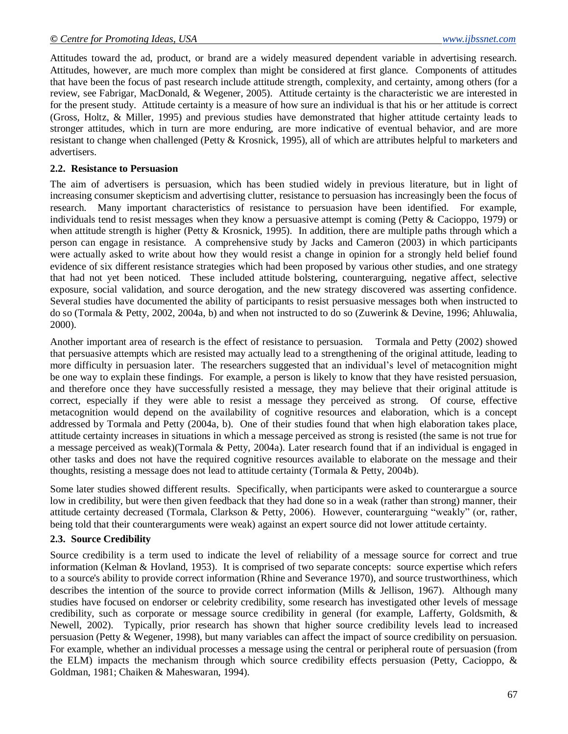Attitudes toward the ad, product, or brand are a widely measured dependent variable in advertising research. Attitudes, however, are much more complex than might be considered at first glance. Components of attitudes that have been the focus of past research include attitude strength, complexity, and certainty, among others (for a review, see Fabrigar, MacDonald, & Wegener, 2005). Attitude certainty is the characteristic we are interested in for the present study. Attitude certainty is a measure of how sure an individual is that his or her attitude is correct (Gross, Holtz, & Miller, 1995) and previous studies have demonstrated that higher attitude certainty leads to stronger attitudes, which in turn are more enduring, are more indicative of eventual behavior, and are more resistant to change when challenged (Petty & Krosnick, 1995), all of which are attributes helpful to marketers and advertisers.

### 2.2. Resistance to Persuasion

The aim of advertisers is persuasion, which has been studied widely in previous literature, but in light of increasing consumer skepticism and advertising clutter, resistance to persuasion has increasingly been the focus of research. Many important characteristics of resistance to persuasion have been identified. For example, individuals tend to resist messages when they know a persuasive attempt is coming (Petty & Cacioppo, 1979) or when attitude strength is higher (Petty & Krosnick, 1995). In addition, there are multiple paths through which a person can engage in resistance. A comprehensive study by Jacks and Cameron (2003) in which participants were actually asked to write about how they would resist a change in opinion for a strongly held belief found evidence of six different resistance strategies which had been proposed by various other studies, and one strategy that had not yet been noticed. These included attitude bolstering, counterarguing, negative affect, selective exposure, social validation, and source derogation, and the new strategy discovered was asserting confidence. Several studies have documented the ability of participants to resist persuasive messages both when instructed to do so (Tormala & Petty, 2002, 2004a, b) and when not instructed to do so (Zuwerink & Devine, 1996; Ahluwalia, 2000).

Another important area of research is the effect of resistance to persuasion. Tormala and Petty (2002) showed that persuasive attempts which are resisted may actually lead to a strengthening of the original attitude, leading to more difficulty in persuasion later. The researchers suggested that an individual's level of metacognition might be one way to explain these findings. For example, a person is likely to know that they have resisted persuasion, and therefore once they have successfully resisted a message, they may believe that their original attitude is correct, especially if they were able to resist a message they perceived as strong. Of course, effective metacognition would depend on the availability of cognitive resources and elaboration, which is a concept addressed by Tormala and Petty (2004a, b). One of their studies found that when high elaboration takes place, attitude certainty increases in situations in which a message perceived as strong is resisted (the same is not true for a message perceived as weak)(Tormala & Petty, 2004a). Later research found that if an individual is engaged in other tasks and does not have the required cognitive resources available to elaborate on the message and their thoughts, resisting a message does not lead to attitude certainty (Tormala & Petty, 2004b).

Some later studies showed different results. Specifically, when participants were asked to counterargue a source low in credibility, but were then given feedback that they had done so in a weak (rather than strong) manner, their attitude certainty decreased (Tormala, Clarkson & Petty, 2006). However, counterarguing "weakly" (or, rather, being told that their counterarguments were weak) against an expert source did not lower attitude certainty.

### 2.3. Source Credibility

Source credibility is a term used to indicate the level of reliability of a message source for correct and true information (Kelman & Hovland, 1953). It is comprised of two separate concepts: source expertise which refers to a source's ability to provide correct information (Rhine and Severance 1970), and source trustworthiness, which describes the intention of the source to provide correct information (Mills & Jellison, 1967). Although many studies have focused on endorser or celebrity credibility, some research has investigated other levels of message credibility, such as corporate or message source credibility in general (for example, Lafferty, Goldsmith, & Newell, 2002). Typically, prior research has shown that higher source credibility levels lead to increased persuasion (Petty & Wegener, 1998), but many variables can affect the impact of source credibility on persuasion. For example, whether an individual processes a message using the central or peripheral route of persuasion (from the ELM) impacts the mechanism through which source credibility effects persuasion (Petty, Cacioppo, & Goldman, 1981; Chaiken & Maheswaran, 1994).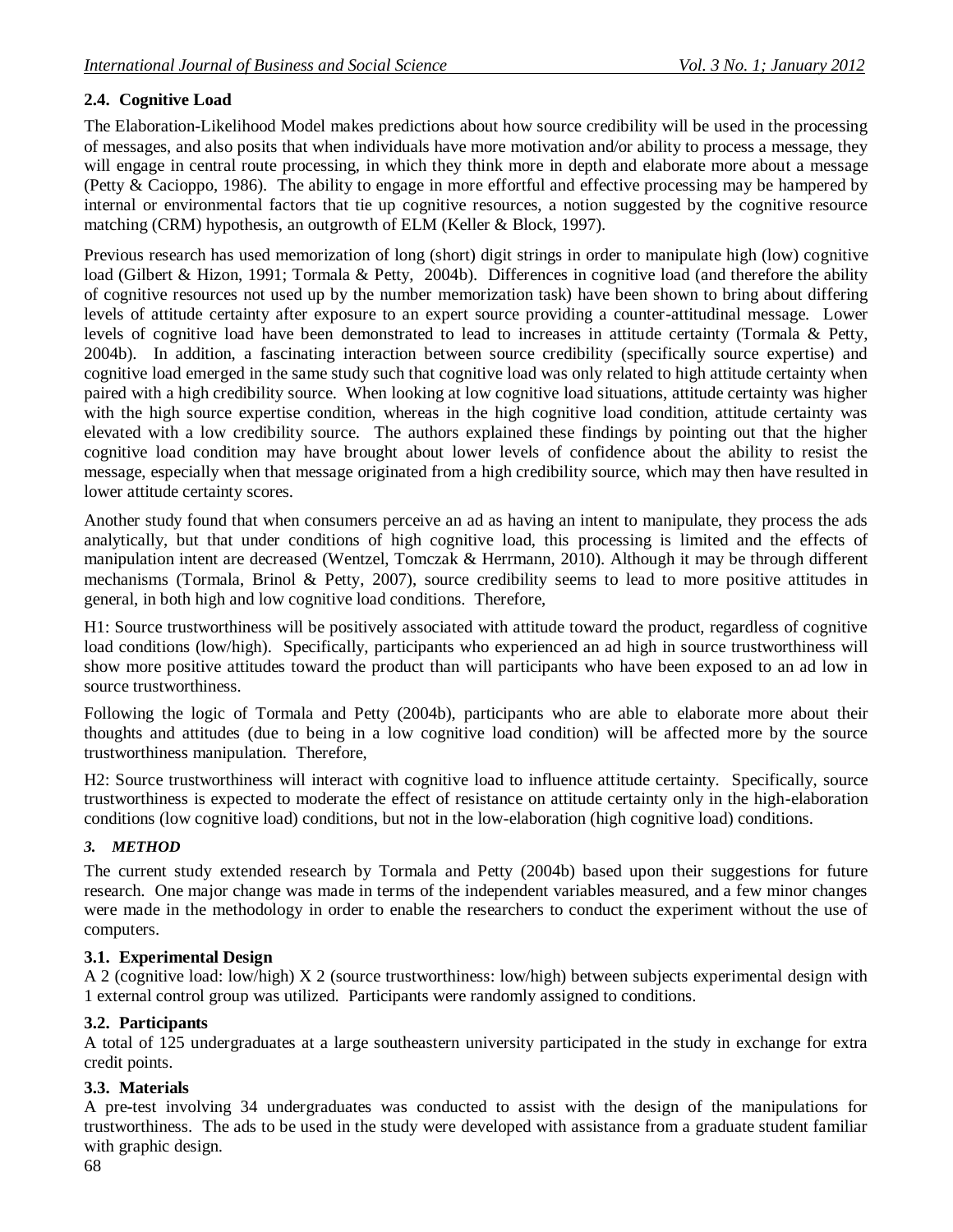### 2.4. Cognitive Load

The Elaboration-Likelihood Model makes predictions about how source credibility will be used in the processing of messages, and also posits that when individuals have more motivation and/or ability to process a message, they will engage in central route processing, in which they think more in depth and elaborate more about a message (Petty & Cacioppo, 1986). The ability to engage in more effortful and effective processing may be hampered by internal or environmental factors that tie up cognitive resources, a notion suggested by the cognitive resource matching (CRM) hypothesis, an outgrowth of ELM (Keller & Block, 1997).

Previous research has used memorization of long (short) digit strings in order to manipulate high (low) cognitive load (Gilbert & Hizon, 1991; Tormala & Petty, 2004b). Differences in cognitive load (and therefore the ability of cognitive resources not used up by the number memorization task) have been shown to bring about differing levels of attitude certainty after exposure to an expert source providing a counter-attitudinal message. Lower levels of cognitive load have been demonstrated to lead to increases in attitude certainty (Tormala & Petty, 2004b). In addition, a fascinating interaction between source credibility (specifically source expertise) and cognitive load emerged in the same study such that cognitive load was only related to high attitude certainty when paired with a high credibility source. When looking at low cognitive load situations, attitude certainty was higher with the high source expertise condition, whereas in the high cognitive load condition, attitude certainty was elevated with a low credibility source. The authors explained these findings by pointing out that the higher cognitive load condition may have brought about lower levels of confidence about the ability to resist the message, especially when that message originated from a high credibility source, which may then have resulted in lower attitude certainty scores.

Another study found that when consumers perceive an ad as having an intent to manipulate, they process the ads analytically, but that under conditions of high cognitive load, this processing is limited and the effects of manipulation intent are decreased (Wentzel, Tomczak & Herrmann, 2010). Although it may be through different mechanisms (Tormala, Brinol & Petty, 2007), source credibility seems to lead to more positive attitudes in general, in both high and low cognitive load conditions. Therefore,

H1: Source trustworthiness will be positively associated with attitude toward the product, regardless of cognitive load conditions (low/high). Specifically, participants who experienced an ad high in source trustworthiness will show more positive attitudes toward the product than will participants who have been exposed to an ad low in source trustworthiness.

Following the logic of Tormala and Petty (2004b), participants who are able to elaborate more about their thoughts and attitudes (due to being in a low cognitive load condition) will be affected more by the source trustworthiness manipulation. Therefore,

H2: Source trustworthiness will interact with cognitive load to influence attitude certainty. Specifically, source trustworthiness is expected to moderate the effect of resistance on attitude certainty only in the high-elaboration conditions (low cognitive load) conditions, but not in the low-elaboration (high cognitive load) conditions.

## *3. METHOD*

The current study extended research by Tormala and Petty (2004b) based upon their suggestions for future research. One major change was made in terms of the independent variables measured, and a few minor changes were made in the methodology in order to enable the researchers to conduct the experiment without the use of computers.

### 3.1. Experimental Design

A 2 (cognitive load: low/high) X 2 (source trustworthiness: low/high) between subjects experimental design with 1 external control group was utilized. Participants were randomly assigned to conditions.

### 3.2. Participants

A total of 125 undergraduates at a large southeastern university participated in the study in exchange for extra credit points.

### 3.3. Materials

A pre-test involving 34 undergraduates was conducted to assist with the design of the manipulations for trustworthiness. The ads to be used in the study were developed with assistance from a graduate student familiar with graphic design.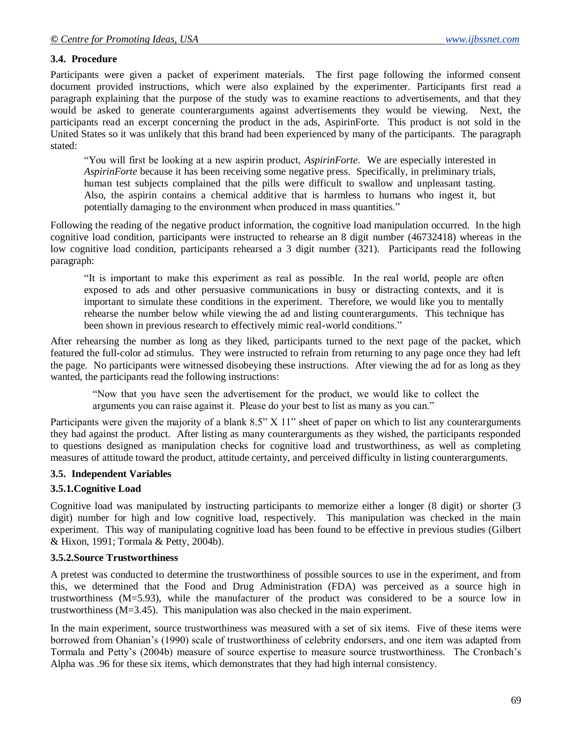### 3.4. Procedure

Participants were given a packet of experiment materials. The first page following the informed consent document provided instructions, which were also explained by the experimenter. Participants first read a paragraph explaining that the purpose of the study was to examine reactions to advertisements, and that they would be asked to generate counterarguments against advertisements they would be viewing. Next, the participants read an excerpt concerning the product in the ads, AspirinForte. This product is not sold in the United States so it was unlikely that this brand had been experienced by many of the participants. The paragraph stated:

> "You will first be looking at a new aspirin product, *AspirinForte*. We are especially interested in *AspirinForte* because it has been receiving some negative press. Specifically, in preliminary trials, human test subjects complained that the pills were difficult to swallow and unpleasant tasting. Also, the aspirin contains a chemical additive that is harmless to humans who ingest it, but potentially damaging to the environment when produced in mass quantities."

Following the reading of the negative product information, the cognitive load manipulation occurred. In the high cognitive load condition, participants were instructed to rehearse an 8 digit number (46732418) whereas in the low cognitive load condition, participants rehearsed a 3 digit number (321). Participants read the following paragraph:

> "It is important to make this experiment as real as possible. In the real world, people are often exposed to ads and other persuasive communications in busy or distracting contexts, and it is important to simulate these conditions in the experiment. Therefore, we would like you to mentally rehearse the number below while viewing the ad and listing counterarguments. This technique has been shown in previous research to effectively mimic real-world conditions."

After rehearsing the number as long as they liked, participants turned to the next page of the packet, which featured the full-color ad stimulus. They were instructed to refrain from returning to any page once they had left the page. No participants were witnessed disobeying these instructions. After viewing the ad for as long as they wanted, the participants read the following instructions:

> "Now that you have seen the advertisement for the product, we would like to collect the arguments you can raise against it. Please do your best to list as many as you can."

Participants were given the majority of a blank 8.5" X 11" sheet of paper on which to list any counterarguments they had against the product. After listing as many counterarguments as they wished, the participants responded to questions designed as manipulation checks for cognitive load and trustworthiness, as well as completing measures of attitude toward the product, attitude certainty, and perceived difficulty in listing counterarguments.

### 3.5. Independent Variables

#### 3.5.1. Cognitive Load

Cognitive load was manipulated by instructing participants to memorize either a longer (8 digit) or shorter (3 digit) number for high and low cognitive load, respectively. This manipulation was checked in the main experiment. This way of manipulating cognitive load has been found to be effective in previous studies (Gilbert & Hixon, 1991; Tormala & Petty, 2004b).

#### 3.5.2. Source Trustworthiness

A pretest was conducted to determine the trustworthiness of possible sources to use in the experiment, and from this, we determined that the Food and Drug Administration (FDA) was perceived as a source high in trustworthiness (M=5.93), while the manufacturer of the product was considered to be a source low in trustworthiness (M=3.45). This manipulation was also checked in the main experiment.

In the main experiment, source trustworthiness was measured with a set of six items. Five of these items were borrowed from Ohanian's (1990) scale of trustworthiness of celebrity endorsers, and one item was adapted from Tormala and Petty's (2004b) measure of source expertise to measure source trustworthiness. The Cronbach's Alpha was .96 for these six items, which demonstrates that they had high internal consistency.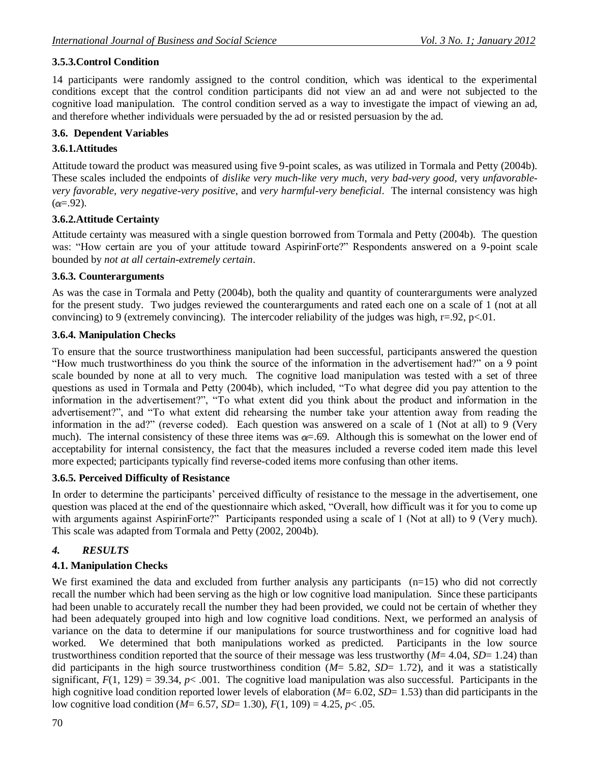### 3.5.3. Control Condition

14 participants were randomly assigned to the control condition, which was identical to the experimental conditions except that the control condition participants did not view an ad and were not subjected to the cognitive load manipulation. The control condition served as a way to investigate the impact of viewing an ad, and therefore whether individuals were persuaded by the ad or resisted persuasion by the ad.

### 3.6. Dependent Variables

### 3.6.1. Attitudes

Attitude toward the product was measured using five 9-point scales, as was utilized in Tormala and Petty (2004b). These scales included the endpoints of *dislike very much-like very much*, *very bad-very good*, very *unfavorable-very favorable*, *very negative-very positive*, and *very harmful-very beneficial*. The internal consistency was high ($\alpha$=.92).

### 3.6.2. Attitude Certainty

Attitude certainty was measured with a single question borrowed from Tormala and Petty (2004b). The question was: "How certain are you of your attitude toward AspirinForte?" Respondents answered on a 9-point scale bounded by *not at all certain-extremely certain*.

### 3.6.3. Counterarguments

As was the case in Tormala and Petty (2004b), both the quality and quantity of counterarguments were analyzed for the present study. Two judges reviewed the counterarguments and rated each one on a scale of 1 (not at all convincing) to 9 (extremely convincing). The intercoder reliability of the judges was high, $r$=.92, $p$<.01.

### 3.6.4. Manipulation Checks

To ensure that the source trustworthiness manipulation had been successful, participants answered the question "How much trustworthiness do you think the source of the information in the advertisement had?" on a 9 point scale bounded by none at all to very much. The cognitive load manipulation was tested with a set of three questions as used in Tormala and Petty (2004b), which included, "To what degree did you pay attention to the information in the advertisement?", "To what extent did you think about the product and information in the advertisement?", and "To what extent did rehearsing the number take your attention away from reading the information in the ad?" (reverse coded). Each question was answered on a scale of 1 (Not at all) to 9 (Very much). The internal consistency of these three items was $\alpha$=.69. Although this is somewhat on the lower end of acceptability for internal consistency, the fact that the measures included a reverse coded item made this level more expected; participants typically find reverse-coded items more confusing than other items.

### 3.6.5. Perceived Difficulty of Resistance

In order to determine the participants' perceived difficulty of resistance to the message in the advertisement, one question was placed at the end of the questionnaire which asked, "Overall, how difficult was it for you to come up with arguments against AspirinForte?" Participants responded using a scale of 1 (Not at all) to 9 (Very much). This scale was adapted from Tormala and Petty (2002, 2004b).

## *4. RESULTS*

### 4.1. Manipulation Checks

We first examined the data and excluded from further analysis any participants (n=15) who did not correctly recall the number which had been serving as the high or low cognitive load manipulation. Since these participants had been unable to accurately recall the number they had been provided, we could not be certain of whether they had been adequately grouped into high and low cognitive load conditions. Next, we performed an analysis of variance on the data to determine if our manipulations for source trustworthiness and for cognitive load had worked. We determined that both manipulations worked as predicted. Participants in the low source trustworthiness condition reported that the source of their message was less trustworthy ($M$= 4.04, $SD$= 1.24) than did participants in the high source trustworthiness condition ($M$= 5.82, $SD$= 1.72), and it was a statistically significant, $F(1, 129) = 39.34$, $p< .001$. The cognitive load manipulation was also successful. Participants in the high cognitive load condition reported lower levels of elaboration ($M$= 6.02, $SD$= 1.53) than did participants in the low cognitive load condition ($M$= 6.57, $SD$= 1.30), $F(1, 109) = 4.25$, $p< .05$.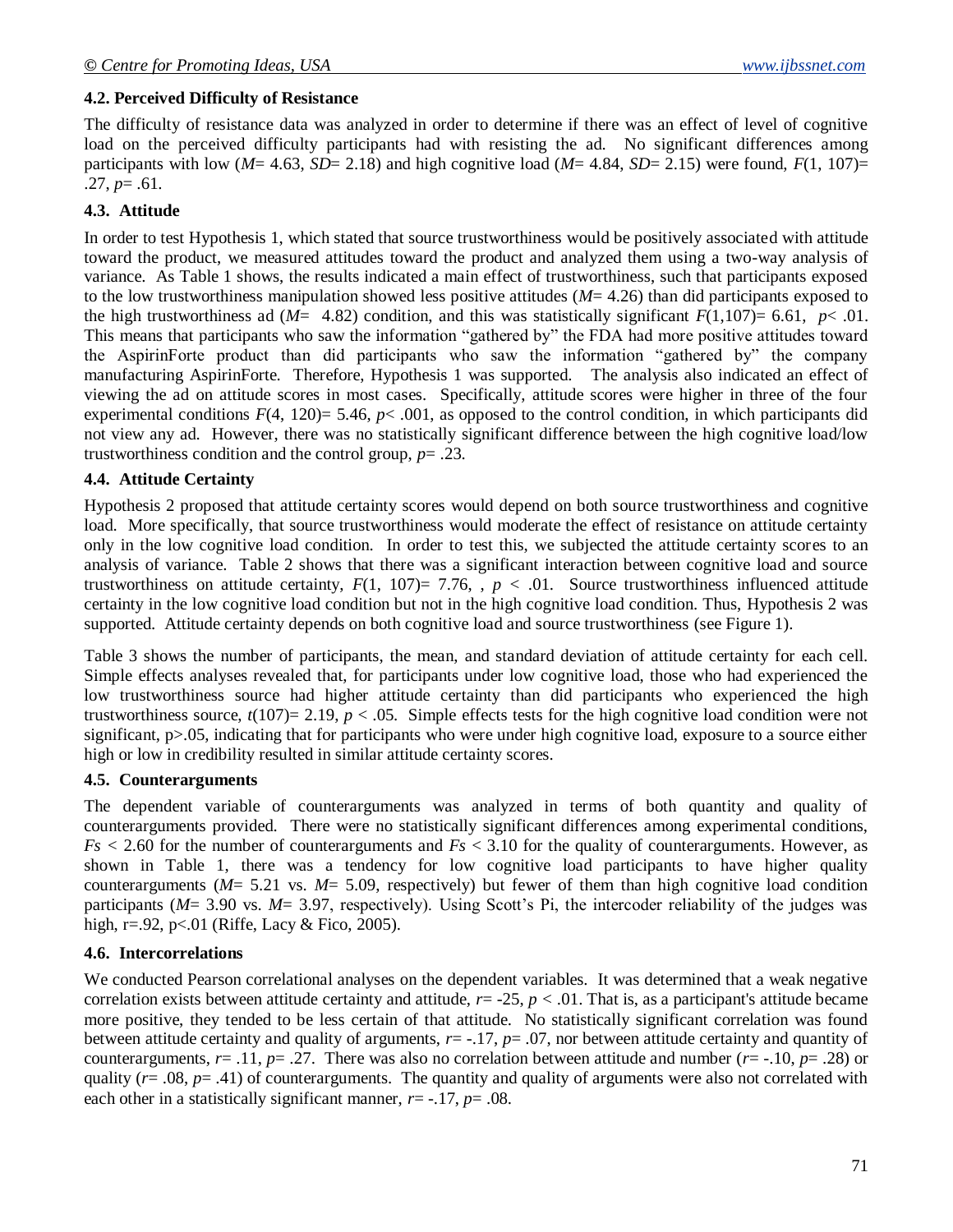### 4.2. Perceived Difficulty of Resistance

The difficulty of resistance data was analyzed in order to determine if there was an effect of level of cognitive load on the perceived difficulty participants had with resisting the ad. No significant differences among participants with low ($M$= 4.63, $SD$= 2.18) and high cognitive load ($M$= 4.84, $SD$= 2.15) were found, $F$(1, 107)= .27, $p$= .61.

### 4.3. Attitude

In order to test Hypothesis 1, which stated that source trustworthiness would be positively associated with attitude toward the product, we measured attitudes toward the product and analyzed them using a two-way analysis of variance. As Table 1 shows, the results indicated a main effect of trustworthiness, such that participants exposed to the low trustworthiness manipulation showed less positive attitudes ($M$= 4.26) than did participants exposed to the high trustworthiness ad ($M$= 4.82) condition, and this was statistically significant $F$(1,107)= 6.61, $p$< .01. This means that participants who saw the information "gathered by" the FDA had more positive attitudes toward the AspirinForte product than did participants who saw the information "gathered by" the company manufacturing AspirinForte. Therefore, Hypothesis 1 was supported. The analysis also indicated an effect of viewing the ad on attitude scores in most cases. Specifically, attitude scores were higher in three of the four experimental conditions $F$(4, 120)= 5.46, $p$< .001, as opposed to the control condition, in which participants did not view any ad. However, there was no statistically significant difference between the high cognitive load/low trustworthiness condition and the control group, $p$= .23.

### 4.4. Attitude Certainty

Hypothesis 2 proposed that attitude certainty scores would depend on both source trustworthiness and cognitive load. More specifically, that source trustworthiness would moderate the effect of resistance on attitude certainty only in the low cognitive load condition. In order to test this, we subjected the attitude certainty scores to an analysis of variance. Table 2 shows that there was a significant interaction between cognitive load and source trustworthiness on attitude certainty, $F$(1, 107)= 7.76, , $p$ < .01. Source trustworthiness influenced attitude certainty in the low cognitive load condition but not in the high cognitive load condition. Thus, Hypothesis 2 was supported. Attitude certainty depends on both cognitive load and source trustworthiness (see Figure 1).

Table 3 shows the number of participants, the mean, and standard deviation of attitude certainty for each cell. Simple effects analyses revealed that, for participants under low cognitive load, those who had experienced the low trustworthiness source had higher attitude certainty than did participants who experienced the high trustworthiness source, $t$(107)= 2.19, $p$ < .05. Simple effects tests for the high cognitive load condition were not significant, p>.05, indicating that for participants who were under high cognitive load, exposure to a source either high or low in credibility resulted in similar attitude certainty scores.

### 4.5. Counterarguments

The dependent variable of counterarguments was analyzed in terms of both quantity and quality of counterarguments provided. There were no statistically significant differences among experimental conditions, $Fs$ < 2.60 for the number of counterarguments and $Fs$ < 3.10 for the quality of counterarguments. However, as shown in Table 1, there was a tendency for low cognitive load participants to have higher quality counterarguments ($M$= 5.21 vs. $M$= 5.09, respectively) but fewer of them than high cognitive load condition participants ($M$= 3.90 vs. $M$= 3.97, respectively). Using Scott's Pi, the intercoder reliability of the judges was high, r=.92, p<.01 (Riffe, Lacy & Fico, 2005).

### 4.6. Intercorrelations

We conducted Pearson correlational analyses on the dependent variables. It was determined that a weak negative correlation exists between attitude certainty and attitude, $r$= -25, $p$ < .01. That is, as a participant's attitude became more positive, they tended to be less certain of that attitude. No statistically significant correlation was found between attitude certainty and quality of arguments, $r$= -.17, $p$= .07, nor between attitude certainty and quantity of counterarguments, $r$= .11, $p$= .27. There was also no correlation between attitude and number ($r$= -.10, $p$= .28) or quality ($r$= .08, $p$= .41) of counterarguments. The quantity and quality of arguments were also not correlated with each other in a statistically significant manner, $r$= -.17, $p$= .08.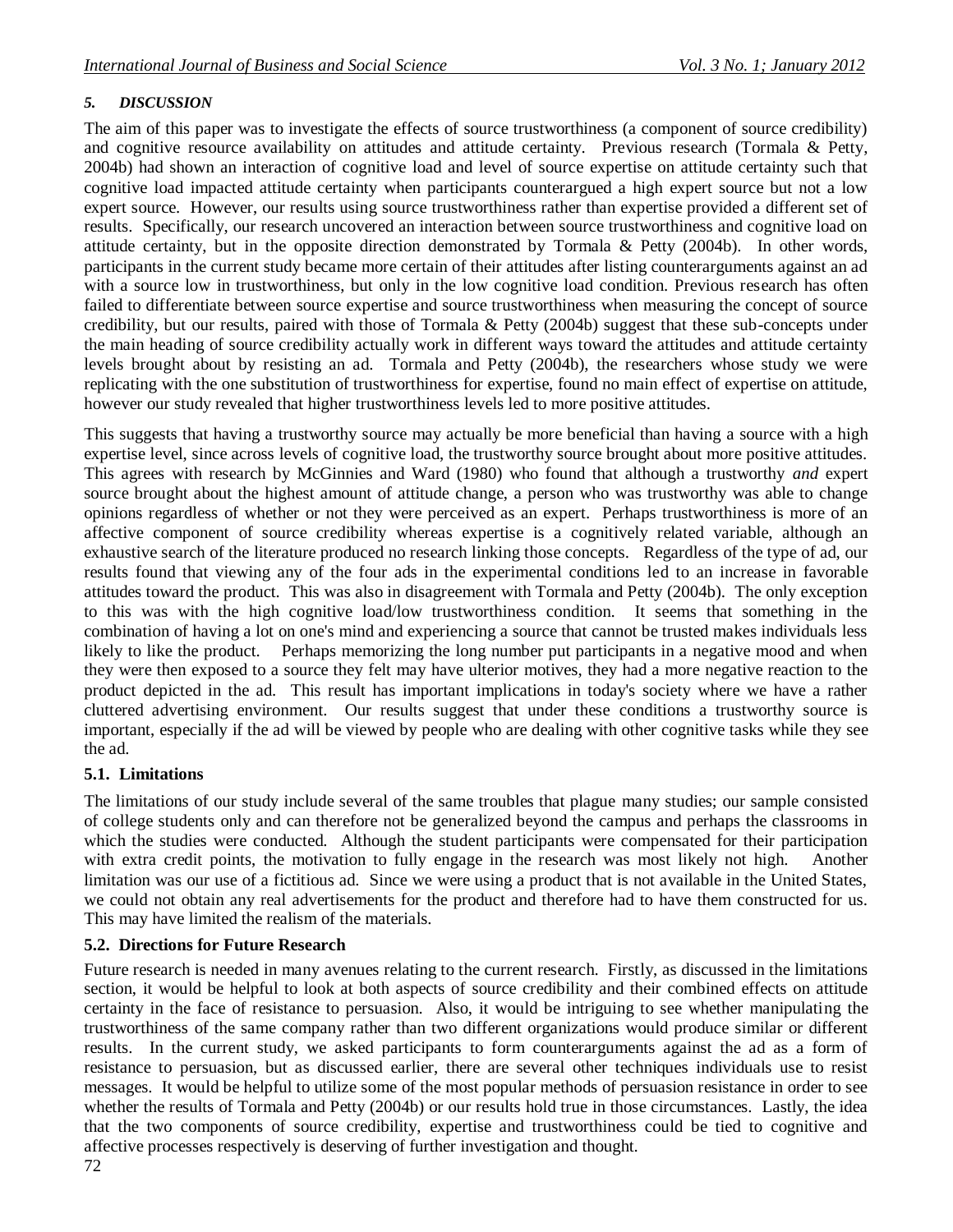### *5. DISCUSSION*

The aim of this paper was to investigate the effects of source trustworthiness (a component of source credibility) and cognitive resource availability on attitudes and attitude certainty. Previous research (Tormala & Petty, 2004b) had shown an interaction of cognitive load and level of source expertise on attitude certainty such that cognitive load impacted attitude certainty when participants counterargued a high expert source but not a low expert source. However, our results using source trustworthiness rather than expertise provided a different set of results. Specifically, our research uncovered an interaction between source trustworthiness and cognitive load on attitude certainty, but in the opposite direction demonstrated by Tormala & Petty (2004b). In other words, participants in the current study became more certain of their attitudes after listing counterarguments against an ad with a source low in trustworthiness, but only in the low cognitive load condition. Previous research has often failed to differentiate between source expertise and source trustworthiness when measuring the concept of source credibility, but our results, paired with those of Tormala & Petty (2004b) suggest that these sub-concepts under the main heading of source credibility actually work in different ways toward the attitudes and attitude certainty levels brought about by resisting an ad. Tormala and Petty (2004b), the researchers whose study we were replicating with the one substitution of trustworthiness for expertise, found no main effect of expertise on attitude, however our study revealed that higher trustworthiness levels led to more positive attitudes.

This suggests that having a trustworthy source may actually be more beneficial than having a source with a high expertise level, since across levels of cognitive load, the trustworthy source brought about more positive attitudes. This agrees with research by McGinnies and Ward (1980) who found that although a trustworthy *and* expert source brought about the highest amount of attitude change, a person who was trustworthy was able to change opinions regardless of whether or not they were perceived as an expert. Perhaps trustworthiness is more of an affective component of source credibility whereas expertise is a cognitively related variable, although an exhaustive search of the literature produced no research linking those concepts. Regardless of the type of ad, our results found that viewing any of the four ads in the experimental conditions led to an increase in favorable attitudes toward the product. This was also in disagreement with Tormala and Petty (2004b). The only exception to this was with the high cognitive load/low trustworthiness condition. It seems that something in the combination of having a lot on one's mind and experiencing a source that cannot be trusted makes individuals less likely to like the product. Perhaps memorizing the long number put participants in a negative mood and when they were then exposed to a source they felt may have ulterior motives, they had a more negative reaction to the product depicted in the ad. This result has important implications in today's society where we have a rather cluttered advertising environment. Our results suggest that under these conditions a trustworthy source is important, especially if the ad will be viewed by people who are dealing with other cognitive tasks while they see the ad.

### 5.1. Limitations

The limitations of our study include several of the same troubles that plague many studies; our sample consisted of college students only and can therefore not be generalized beyond the campus and perhaps the classrooms in which the studies were conducted. Although the student participants were compensated for their participation with extra credit points, the motivation to fully engage in the research was most likely not high. Another limitation was our use of a fictitious ad. Since we were using a product that is not available in the United States, we could not obtain any real advertisements for the product and therefore had to have them constructed for us. This may have limited the realism of the materials.

### 5.2. Directions for Future Research

Future research is needed in many avenues relating to the current research. Firstly, as discussed in the limitations section, it would be helpful to look at both aspects of source credibility and their combined effects on attitude certainty in the face of resistance to persuasion. Also, it would be intriguing to see whether manipulating the trustworthiness of the same company rather than two different organizations would produce similar or different results. In the current study, we asked participants to form counterarguments against the ad as a form of resistance to persuasion, but as discussed earlier, there are several other techniques individuals use to resist messages. It would be helpful to utilize some of the most popular methods of persuasion resistance in order to see whether the results of Tormala and Petty (2004b) or our results hold true in those circumstances. Lastly, the idea that the two components of source credibility, expertise and trustworthiness could be tied to cognitive and affective processes respectively is deserving of further investigation and thought.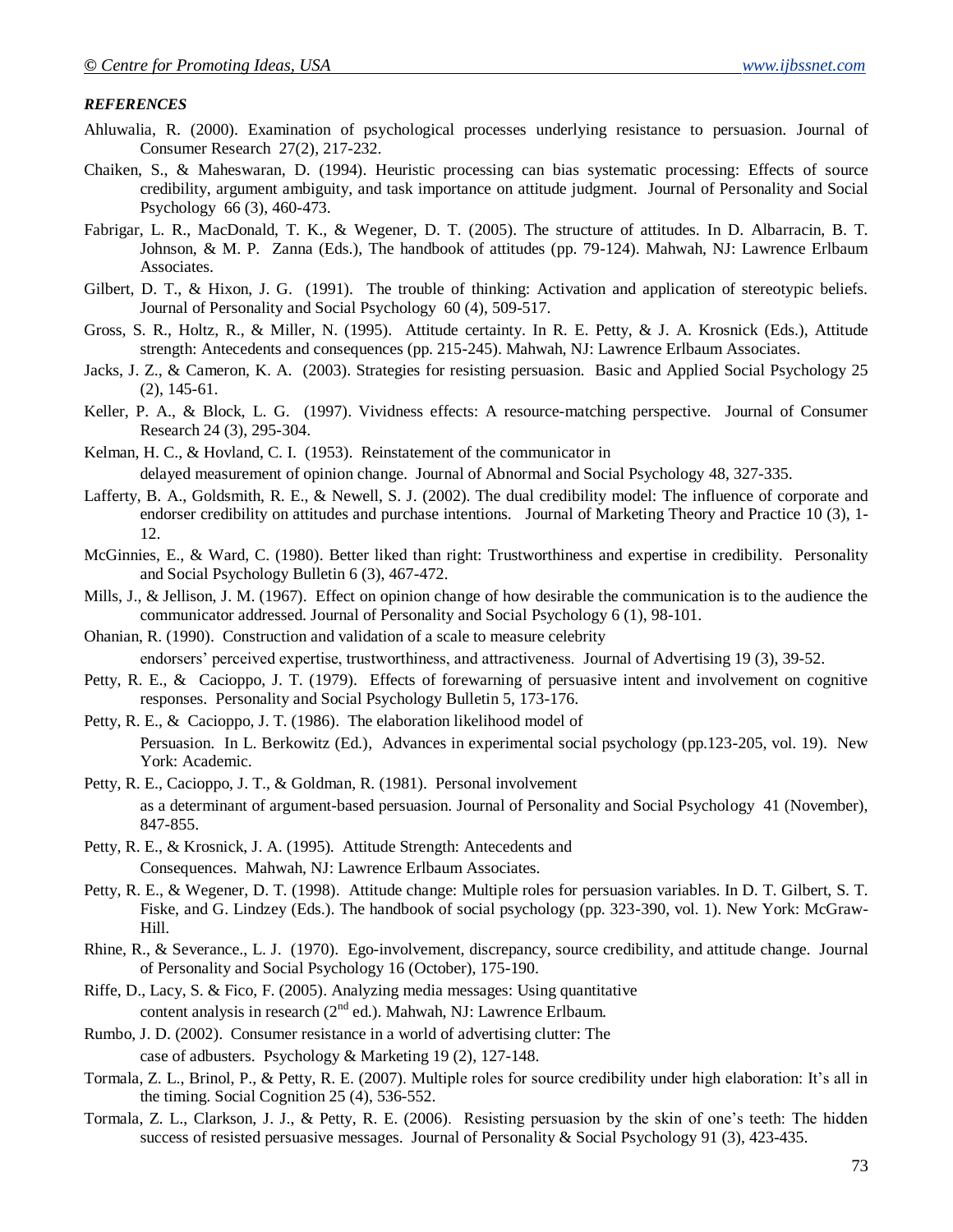***REFERENCES***

Ahluwalia, R. (2000). Examination of psychological processes underlying resistance to persuasion. Journal of Consumer Research 27(2), 217-232.

Chaiken, S., & Maheswaran, D. (1994). Heuristic processing can bias systematic processing: Effects of source credibility, argument ambiguity, and task importance on attitude judgment. Journal of Personality and Social Psychology 66 (3), 460-473.

Fabrigar, L. R., MacDonald, T. K., & Wegener, D. T. (2005). The structure of attitudes. In D. Albarracin, B. T. Johnson, & M. P. Zanna (Eds.), The handbook of attitudes (pp. 79-124). Mahwah, NJ: Lawrence Erlbaum Associates.

Gilbert, D. T., & Hixon, J. G. (1991). The trouble of thinking: Activation and application of stereotypic beliefs. Journal of Personality and Social Psychology 60 (4), 509-517.

Gross, S. R., Holtz, R., & Miller, N. (1995). Attitude certainty. In R. E. Petty, & J. A. Krosnick (Eds.), Attitude strength: Antecedents and consequences (pp. 215-245). Mahwah, NJ: Lawrence Erlbaum Associates.

Jacks, J. Z., & Cameron, K. A. (2003). Strategies for resisting persuasion. Basic and Applied Social Psychology 25 (2), 145-61.

Keller, P. A., & Block, L. G. (1997). Vividness effects: A resource-matching perspective. Journal of Consumer Research 24 (3), 295-304.

Kelman, H. C., & Hovland, C. I. (1953). Reinstatement of the communicator in delayed measurement of opinion change. Journal of Abnormal and Social Psychology 48, 327-335.

Lafferty, B. A., Goldsmith, R. E., & Newell, S. J. (2002). The dual credibility model: The influence of corporate and endorser credibility on attitudes and purchase intentions. Journal of Marketing Theory and Practice 10 (3), 1-12.

McGinnies, E., & Ward, C. (1980). Better liked than right: Trustworthiness and expertise in credibility. Personality and Social Psychology Bulletin 6 (3), 467-472.

Mills, J., & Jellison, J. M. (1967). Effect on opinion change of how desirable the communication is to the audience the communicator addressed. Journal of Personality and Social Psychology 6 (1), 98-101.

Ohanian, R. (1990). Construction and validation of a scale to measure celebrity endorsers' perceived expertise, trustworthiness, and attractiveness. Journal of Advertising 19 (3), 39-52.

Petty, R. E., & Cacioppo, J. T. (1979). Effects of forewarning of persuasive intent and involvement on cognitive responses. Personality and Social Psychology Bulletin 5, 173-176.

Petty, R. E., & Cacioppo, J. T. (1986). The elaboration likelihood model of Persuasion. In L. Berkowitz (Ed.), Advances in experimental social psychology (pp.123-205, vol. 19). New York: Academic.

Petty, R. E., Cacioppo, J. T., & Goldman, R. (1981). Personal involvement as a determinant of argument-based persuasion. Journal of Personality and Social Psychology 41 (November), 847-855.

Petty, R. E., & Krosnick, J. A. (1995). Attitude Strength: Antecedents and Consequences. Mahwah, NJ: Lawrence Erlbaum Associates.

Petty, R. E., & Wegener, D. T. (1998). Attitude change: Multiple roles for persuasion variables. In D. T. Gilbert, S. T. Fiske, and G. Lindzey (Eds.). The handbook of social psychology (pp. 323-390, vol. 1). New York: McGraw-Hill.

Rhine, R., & Severance., L. J. (1970). Ego-involvement, discrepancy, source credibility, and attitude change. Journal of Personality and Social Psychology 16 (October), 175-190.

Riffe, D., Lacy, S. & Fico, F. (2005). Analyzing media messages: Using quantitative content analysis in research (2nd ed.). Mahwah, NJ: Lawrence Erlbaum.

Rumbo, J. D. (2002). Consumer resistance in a world of advertising clutter: The case of adbusters. Psychology & Marketing 19 (2), 127-148.

Tormala, Z. L., Brinol, P., & Petty, R. E. (2007). Multiple roles for source credibility under high elaboration: It's all in the timing. Social Cognition 25 (4), 536-552.

Tormala, Z. L., Clarkson, J. J., & Petty, R. E. (2006). Resisting persuasion by the skin of one's teeth: The hidden success of resisted persuasive messages. Journal of Personality & Social Psychology 91 (3), 423-435.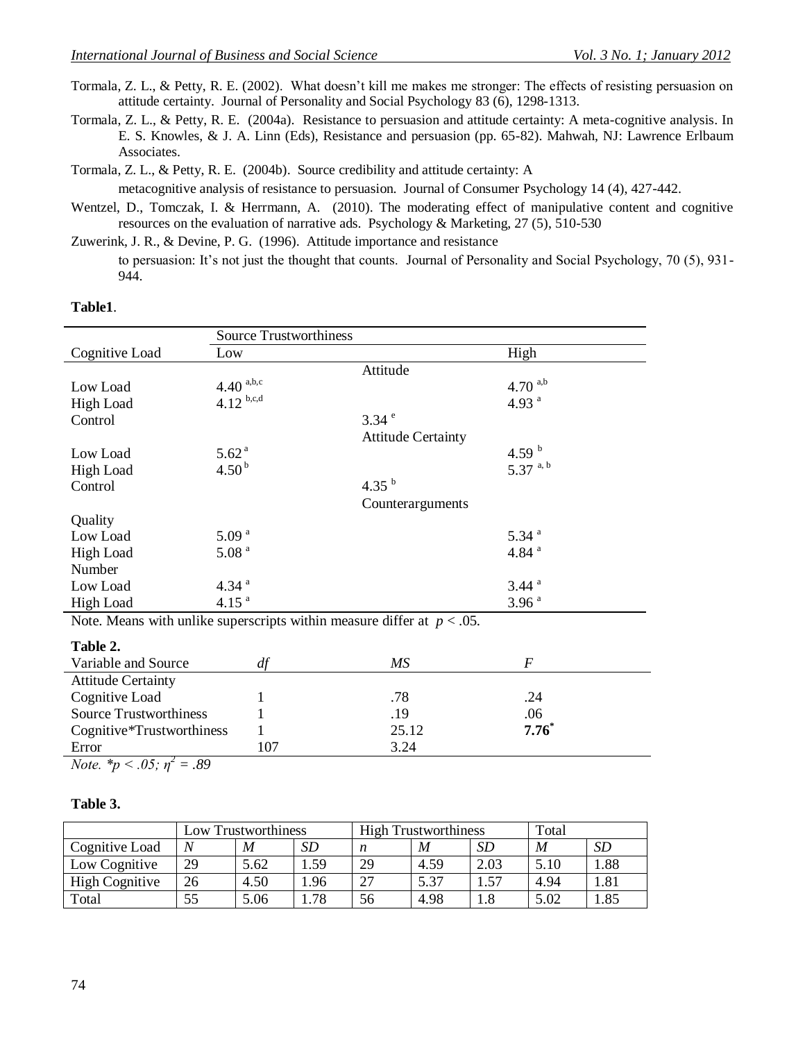Tormala, Z. L., & Petty, R. E. (2002). What doesn't kill me makes me stronger: The effects of resisting persuasion on attitude certainty. Journal of Personality and Social Psychology 83 (6), 1298-1313.

Tormala, Z. L., & Petty, R. E. (2004a). Resistance to persuasion and attitude certainty: A meta-cognitive analysis. In E. S. Knowles, & J. A. Linn (Eds), Resistance and persuasion (pp. 65-82). Mahwah, NJ: Lawrence Erlbaum Associates.

Tormala, Z. L., & Petty, R. E. (2004b). Source credibility and attitude certainty: A metacognitive analysis of resistance to persuasion. Journal of Consumer Psychology 14 (4), 427-442.

Wentzel, D., Tomczak, I. & Herrmann, A. (2010). The moderating effect of manipulative content and cognitive resources on the evaluation of narrative ads. Psychology & Marketing, 27 (5), 510-530

Zuwerink, J. R., & Devine, P. G. (1996). Attitude importance and resistance to persuasion: It's not just the thought that counts. Journal of Personality and Social Psychology, 70 (5), 931-944.

**Table1**.

| | Source Trustworthiness | | |
|---|---|---|---|
| Cognitive Load | Low | | High |
| | | Attitude | |
| Low Load | 4.40 [a,b,c] | | 4.70 [a,b] |
| High Load | 4.12 [b,c,d] | | 4.93 [a] |
| Control | | 3.34 [e] | |
| | | Attitude Certainty | |
| Low Load | 5.62 [a] | | 4.59 [b] |
| High Load | 4.50 [b] | | 5.37 [a, b] |
| Control | | 4.35 [b] | |
| | | Counterarguments | |
| Quality | | | |
| Low Load | 5.09 [a] | | 5.34 [a] |
| High Load | 5.08 [a] | | 4.84 [a] |
| Number | | | |
| Low Load | 4.34 [a] | | 3.44 [a] |
| High Load | 4.15 [a] | | 3.96 [a] |

Note. Means with unlike superscripts within measure differ at $p < .05$.

**Table 2.**

| Variable and Source | *df* | *MS* | *F* |
|---|---|---|---|
| Attitude Certainty | | | |
| Cognitive Load | 1 | .78 | .24 |
| Source Trustworthiness | 1 | .19 | .06 |
| Cognitive*Trustworthiness | 1 | 25.12 | **7.76*** |
| Error | 107 | 3.24 | |

*Note.* $*p < .05$; $\eta^2 = .89$

**Table 3.**

| | Low Trustworthiness | | | High Trustworthiness | | | Total | |
|---|---|---|---|---|---|---|---|---|
| Cognitive Load | *N* | *M* | *SD* | *n* | *M* | *SD* | *M* | *SD* |
| Low Cognitive | 29 | 5.62 | 1.59 | 29 | 4.59 | 2.03 | 5.10 | 1.88 |
| High Cognitive | 26 | 4.50 | 1.96 | 27 | 5.37 | 1.57 | 4.94 | 1.81 |
| Total | 55 | 5.06 | 1.78 | 56 | 4.98 | 1.8 | 5.02 | 1.85 |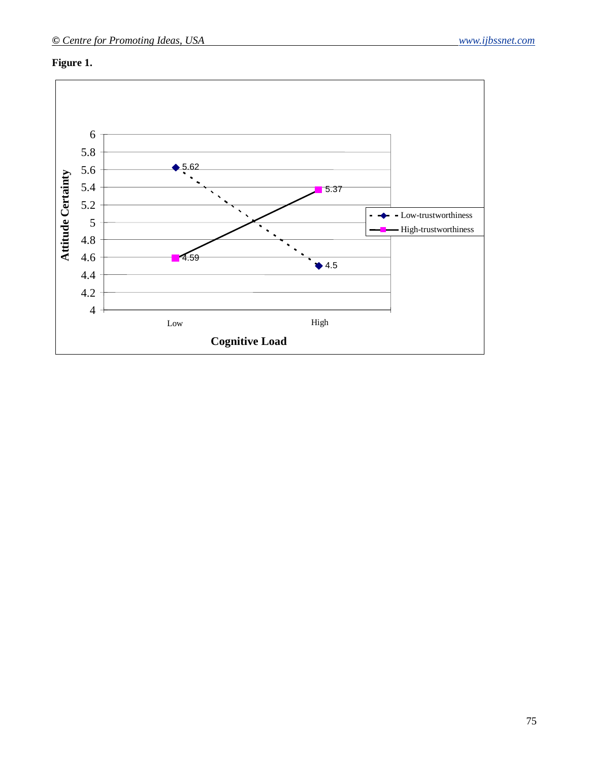**Figure 1.**

Attitude Certainty

6
5.8
5.6
5.4
5.2
5
4.8
4.6
4.4
4.2
4

5.62
5.37
4.59
4.5

Low
High

Cognitive Load

Low-trustworthiness
High-trustworthiness